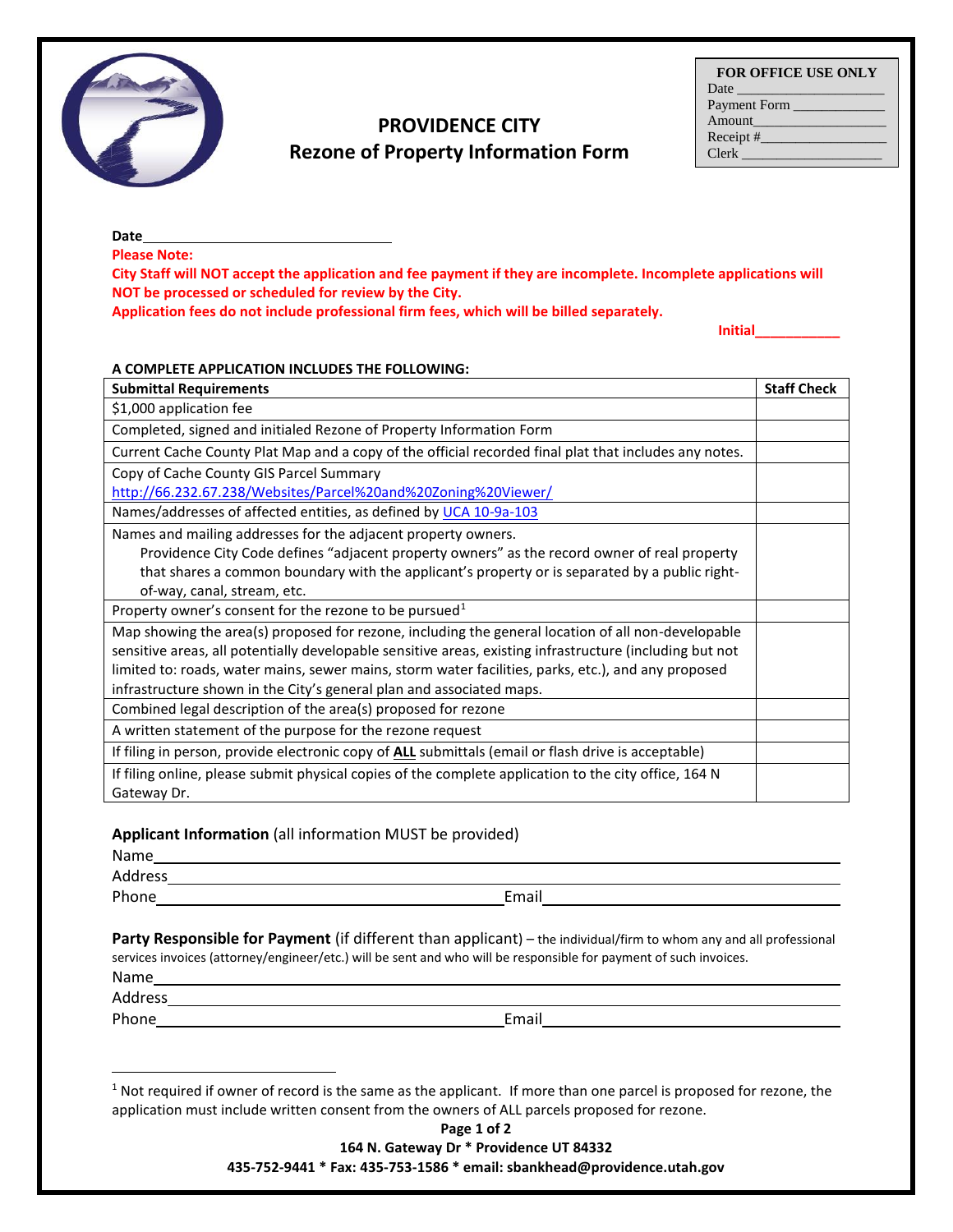# PROVIDENCE CITY
## Rezone of Property Information Form

**FOR OFFICE USE ONLY**
Date ____________________
Payment Form ____________
Amount__________________
Receipt #_________________
Clerk ____________________

**Date**______________________________

**Please Note:**

**City Staff will NOT accept the application and fee payment if they are incomplete. Incomplete applications will NOT be processed or scheduled for review by the City.**

**Application fees do not include professional firm fees, which will be billed separately.**

**Initial**___________

**A COMPLETE APPLICATION INCLUDES THE FOLLOWING:**

| Submittal Requirements | Staff Check |
|---|---|
| $1,000 application fee | |
| Completed, signed and initialed Rezone of Property Information Form | |
| Current Cache County Plat Map and a copy of the official recorded final plat that includes any notes. | |
| Copy of Cache County GIS Parcel Summary http://66.232.67.238/Websites/Parcel%20and%20Zoning%20Viewer/ | |
| Names/addresses of affected entities, as defined by UCA 10-9a-103 | |
| Names and mailing addresses for the adjacent property owners. Providence City Code defines "adjacent property owners" as the record owner of real property that shares a common boundary with the applicant's property or is separated by a public right-of-way, canal, stream, etc. | |
| Property owner's consent for the rezone to be pursued[1] | |
| Map showing the area(s) proposed for rezone, including the general location of all non-developable sensitive areas, all potentially developable sensitive areas, existing infrastructure (including but not limited to: roads, water mains, sewer mains, storm water facilities, parks, etc.), and any proposed infrastructure shown in the City's general plan and associated maps. | |
| Combined legal description of the area(s) proposed for rezone | |
| A written statement of the purpose for the rezone request | |
| If filing in person, provide electronic copy of **ALL** submittals (email or flash drive is acceptable) | |
| If filing online, please submit physical copies of the complete application to the city office, 164 N Gateway Dr. | |

**Applicant Information** (all information MUST be provided)

Name______________________________________________

Address____________________________________________

Phone_______________________ Email_______________________

**Party Responsible for Payment** (if different than applicant) – the individual/firm to whom any and all professional services invoices (attorney/engineer/etc.) will be sent and who will be responsible for payment of such invoices.

Name______________________________________________

Address____________________________________________

Phone_______________________ Email_______________________

[1] Not required if owner of record is the same as the applicant. If more than one parcel is proposed for rezone, the application must include written consent from the owners of ALL parcels proposed for rezone.

**164 N. Gateway Dr * Providence UT 84332**
**435-752-9441 * Fax: 435-753-1586 * email: sbankhead@providence.utah.gov**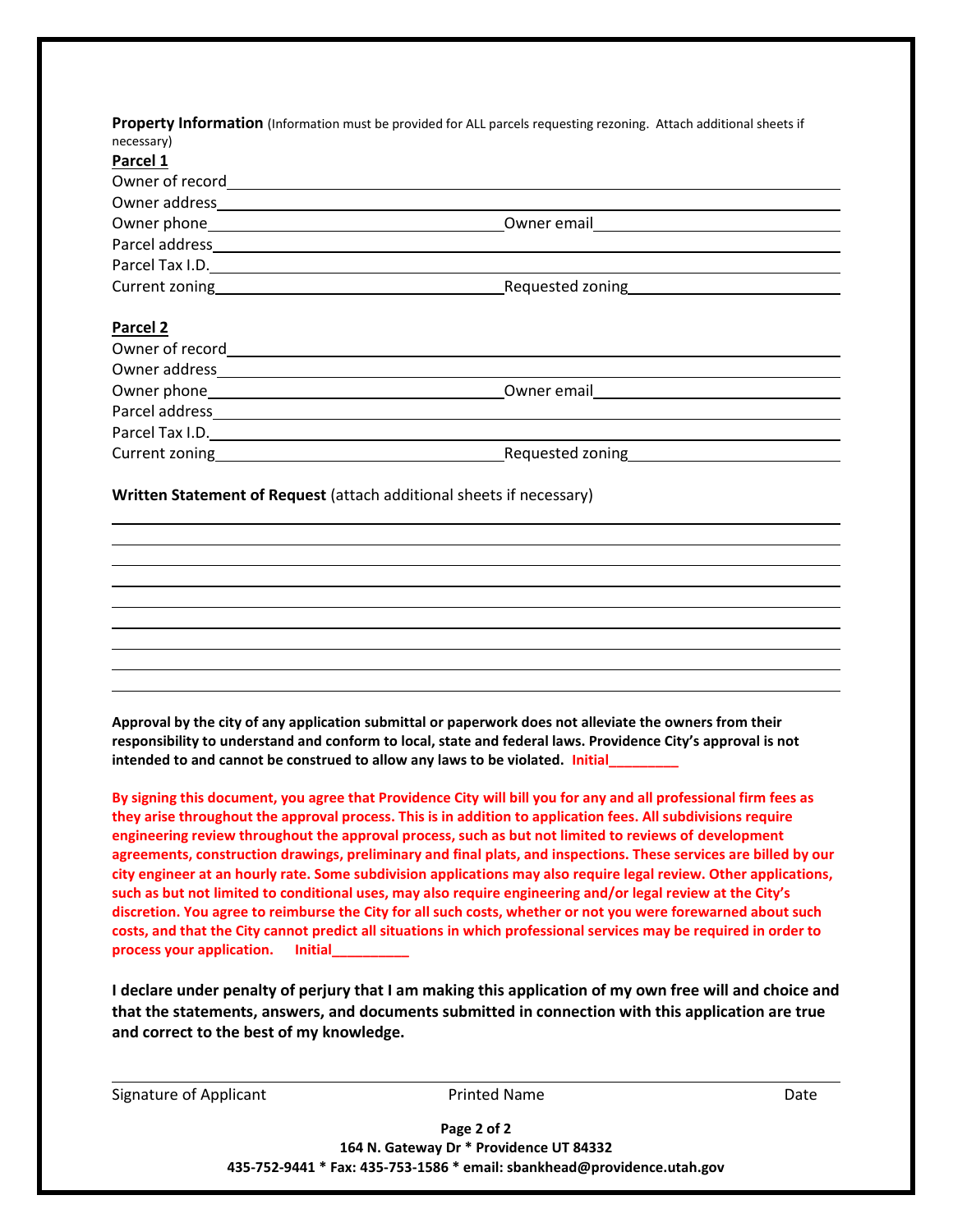**Property Information** (Information must be provided for ALL parcels requesting rezoning. Attach additional sheets if necessary)

**Parcel 1**

Owner of record\_\_\_\_\_\_\_\_\_\_\_\_\_\_\_\_\_\_\_\_\_\_\_\_\_\_\_\_\_\_\_\_\_\_\_\_\_\_\_\_\_\_\_\_\_\_\_\_\_\_\_\_\_\_\_\_\_\_\_\_

Owner address\_\_\_\_\_\_\_\_\_\_\_\_\_\_\_\_\_\_\_\_\_\_\_\_\_\_\_\_\_\_\_\_\_\_\_\_\_\_\_\_\_\_\_\_\_\_\_\_\_\_\_\_\_\_\_\_\_\_\_\_\_

Owner phone\_\_\_\_\_\_\_\_\_\_\_\_\_\_\_\_\_\_\_\_\_\_\_\_\_\_\_\_Owner email\_\_\_\_\_\_\_\_\_\_\_\_\_\_\_\_\_\_\_\_\_\_\_\_

Parcel address\_\_\_\_\_\_\_\_\_\_\_\_\_\_\_\_\_\_\_\_\_\_\_\_\_\_\_\_\_\_\_\_\_\_\_\_\_\_\_\_\_\_\_\_\_\_\_\_\_\_\_\_\_\_\_\_\_\_\_\_\_

Parcel Tax I.D.\_\_\_\_\_\_\_\_\_\_\_\_\_\_\_\_\_\_\_\_\_\_\_\_\_\_\_\_\_\_\_\_\_\_\_\_\_\_\_\_\_\_\_\_\_\_\_\_\_\_\_\_\_\_\_\_\_\_\_\_

Current zoning\_\_\_\_\_\_\_\_\_\_\_\_\_\_\_\_\_\_\_\_\_\_\_\_\_\_\_\_Requested zoning\_\_\_\_\_\_\_\_\_\_\_\_\_\_\_\_\_\_\_\_\_\_

**Parcel 2**

Owner of record\_\_\_\_\_\_\_\_\_\_\_\_\_\_\_\_\_\_\_\_\_\_\_\_\_\_\_\_\_\_\_\_\_\_\_\_\_\_\_\_\_\_\_\_\_\_\_\_\_\_\_\_\_\_\_\_\_\_\_\_

Owner address\_\_\_\_\_\_\_\_\_\_\_\_\_\_\_\_\_\_\_\_\_\_\_\_\_\_\_\_\_\_\_\_\_\_\_\_\_\_\_\_\_\_\_\_\_\_\_\_\_\_\_\_\_\_\_\_\_\_\_\_\_

Owner phone\_\_\_\_\_\_\_\_\_\_\_\_\_\_\_\_\_\_\_\_\_\_\_\_\_\_\_\_Owner email\_\_\_\_\_\_\_\_\_\_\_\_\_\_\_\_\_\_\_\_\_\_\_\_

Parcel address\_\_\_\_\_\_\_\_\_\_\_\_\_\_\_\_\_\_\_\_\_\_\_\_\_\_\_\_\_\_\_\_\_\_\_\_\_\_\_\_\_\_\_\_\_\_\_\_\_\_\_\_\_\_\_\_\_\_\_\_\_

Parcel Tax I.D.\_\_\_\_\_\_\_\_\_\_\_\_\_\_\_\_\_\_\_\_\_\_\_\_\_\_\_\_\_\_\_\_\_\_\_\_\_\_\_\_\_\_\_\_\_\_\_\_\_\_\_\_\_\_\_\_\_\_\_\_

Current zoning\_\_\_\_\_\_\_\_\_\_\_\_\_\_\_\_\_\_\_\_\_\_\_\_\_\_\_\_Requested zoning\_\_\_\_\_\_\_\_\_\_\_\_\_\_\_\_\_\_\_\_\_\_

**Written Statement of Request** (attach additional sheets if necessary)

\_\_\_\_\_\_\_\_\_\_\_\_\_\_\_\_\_\_\_\_\_\_\_\_\_\_\_\_\_\_\_\_\_\_\_\_\_\_\_\_\_\_\_\_\_\_\_\_\_\_\_\_\_\_\_\_\_\_\_\_\_\_\_\_\_\_\_\_\_\_\_\_\_\_

\_\_\_\_\_\_\_\_\_\_\_\_\_\_\_\_\_\_\_\_\_\_\_\_\_\_\_\_\_\_\_\_\_\_\_\_\_\_\_\_\_\_\_\_\_\_\_\_\_\_\_\_\_\_\_\_\_\_\_\_\_\_\_\_\_\_\_\_\_\_\_\_\_\_

\_\_\_\_\_\_\_\_\_\_\_\_\_\_\_\_\_\_\_\_\_\_\_\_\_\_\_\_\_\_\_\_\_\_\_\_\_\_\_\_\_\_\_\_\_\_\_\_\_\_\_\_\_\_\_\_\_\_\_\_\_\_\_\_\_\_\_\_\_\_\_\_\_\_

\_\_\_\_\_\_\_\_\_\_\_\_\_\_\_\_\_\_\_\_\_\_\_\_\_\_\_\_\_\_\_\_\_\_\_\_\_\_\_\_\_\_\_\_\_\_\_\_\_\_\_\_\_\_\_\_\_\_\_\_\_\_\_\_\_\_\_\_\_\_\_\_\_\_

\_\_\_\_\_\_\_\_\_\_\_\_\_\_\_\_\_\_\_\_\_\_\_\_\_\_\_\_\_\_\_\_\_\_\_\_\_\_\_\_\_\_\_\_\_\_\_\_\_\_\_\_\_\_\_\_\_\_\_\_\_\_\_\_\_\_\_\_\_\_\_\_\_\_

\_\_\_\_\_\_\_\_\_\_\_\_\_\_\_\_\_\_\_\_\_\_\_\_\_\_\_\_\_\_\_\_\_\_\_\_\_\_\_\_\_\_\_\_\_\_\_\_\_\_\_\_\_\_\_\_\_\_\_\_\_\_\_\_\_\_\_\_\_\_\_\_\_\_

\_\_\_\_\_\_\_\_\_\_\_\_\_\_\_\_\_\_\_\_\_\_\_\_\_\_\_\_\_\_\_\_\_\_\_\_\_\_\_\_\_\_\_\_\_\_\_\_\_\_\_\_\_\_\_\_\_\_\_\_\_\_\_\_\_\_\_\_\_\_\_\_\_\_

\_\_\_\_\_\_\_\_\_\_\_\_\_\_\_\_\_\_\_\_\_\_\_\_\_\_\_\_\_\_\_\_\_\_\_\_\_\_\_\_\_\_\_\_\_\_\_\_\_\_\_\_\_\_\_\_\_\_\_\_\_\_\_\_\_\_\_\_\_\_\_\_\_\_

\_\_\_\_\_\_\_\_\_\_\_\_\_\_\_\_\_\_\_\_\_\_\_\_\_\_\_\_\_\_\_\_\_\_\_\_\_\_\_\_\_\_\_\_\_\_\_\_\_\_\_\_\_\_\_\_\_\_\_\_\_\_\_\_\_\_\_\_\_\_\_\_\_\_

**Approval by the city of any application submittal or paperwork does not alleviate the owners from their responsibility to understand and conform to local, state and federal laws. Providence City's approval is not intended to and cannot be construed to allow any laws to be violated. Initial\_\_\_\_\_\_\_\_\_**

**By signing this document, you agree that Providence City will bill you for any and all professional firm fees as they arise throughout the approval process. This is in addition to application fees. All subdivisions require engineering review throughout the approval process, such as but not limited to reviews of development agreements, construction drawings, preliminary and final plats, and inspections. These services are billed by our city engineer at an hourly rate. Some subdivision applications may also require legal review. Other applications, such as but not limited to conditional uses, may also require engineering and/or legal review at the City's discretion. You agree to reimburse the City for all such costs, whether or not you were forewarned about such costs, and that the City cannot predict all situations in which professional services may be required in order to process your application. Initial\_\_\_\_\_\_\_\_\_\_**

**I declare under penalty of perjury that I am making this application of my own free will and choice and that the statements, answers, and documents submitted in connection with this application are true and correct to the best of my knowledge.**

\_\_\_\_\_\_\_\_\_\_\_\_\_\_\_\_\_\_\_\_\_\_\_\_\_\_\_\_\_\_\_\_\_\_\_\_\_\_\_\_\_\_\_\_\_\_\_\_\_\_\_\_\_\_\_\_\_\_\_\_\_\_\_\_\_\_\_\_\_\_\_\_\_\_

Signature of Applicant Printed Name Date

**164 N. Gateway Dr * Providence UT 84332**

**435-752-9441 * Fax: 435-753-1586 * email: sbankhead@providence.utah.gov**